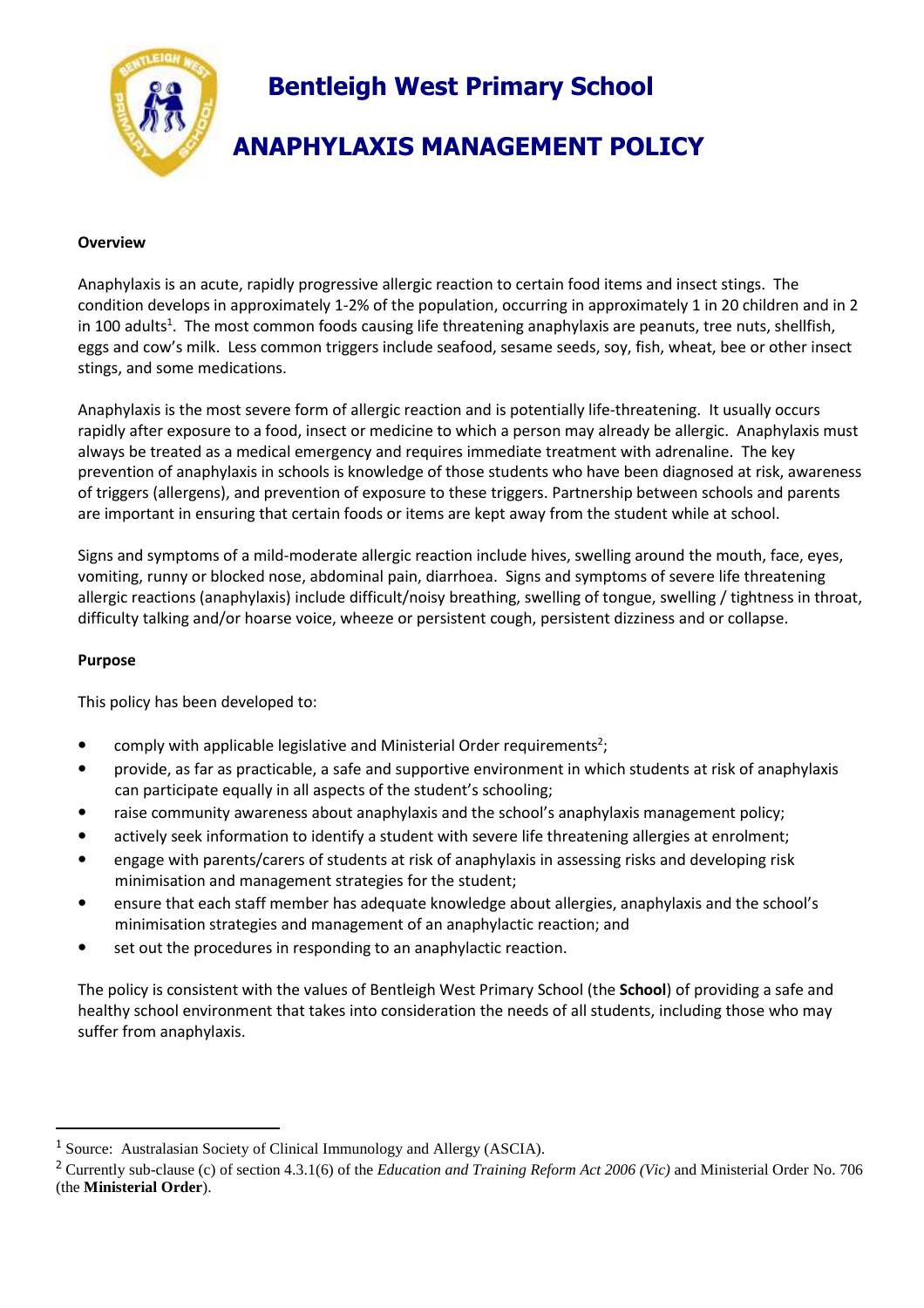# Bentleigh West Primary School

# ANAPHYLAXIS MANAGEMENT POLICY

**Overview**

Anaphylaxis is an acute, rapidly progressive allergic reaction to certain food items and insect stings. The condition develops in approximately 1-2% of the population, occurring in approximately 1 in 20 children and in 2 in 100 adults[1]. The most common foods causing life threatening anaphylaxis are peanuts, tree nuts, shellfish, eggs and cow's milk. Less common triggers include seafood, sesame seeds, soy, fish, wheat, bee or other insect stings, and some medications.

Anaphylaxis is the most severe form of allergic reaction and is potentially life-threatening. It usually occurs rapidly after exposure to a food, insect or medicine to which a person may already be allergic. Anaphylaxis must always be treated as a medical emergency and requires immediate treatment with adrenaline. The key prevention of anaphylaxis in schools is knowledge of those students who have been diagnosed at risk, awareness of triggers (allergens), and prevention of exposure to these triggers. Partnership between schools and parents are important in ensuring that certain foods or items are kept away from the student while at school.

Signs and symptoms of a mild-moderate allergic reaction include hives, swelling around the mouth, face, eyes, vomiting, runny or blocked nose, abdominal pain, diarrhoea. Signs and symptoms of severe life threatening allergic reactions (anaphylaxis) include difficult/noisy breathing, swelling of tongue, swelling / tightness in throat, difficulty talking and/or hoarse voice, wheeze or persistent cough, persistent dizziness and or collapse.

**Purpose**

This policy has been developed to:

- comply with applicable legislative and Ministerial Order requirements[2];
- provide, as far as practicable, a safe and supportive environment in which students at risk of anaphylaxis can participate equally in all aspects of the student's schooling;
- raise community awareness about anaphylaxis and the school's anaphylaxis management policy;
- actively seek information to identify a student with severe life threatening allergies at enrolment;
- engage with parents/carers of students at risk of anaphylaxis in assessing risks and developing risk minimisation and management strategies for the student;
- ensure that each staff member has adequate knowledge about allergies, anaphylaxis and the school's minimisation strategies and management of an anaphylactic reaction; and
- set out the procedures in responding to an anaphylactic reaction.

The policy is consistent with the values of Bentleigh West Primary School (the **School**) of providing a safe and healthy school environment that takes into consideration the needs of all students, including those who may suffer from anaphylaxis.

---

[1] Source: Australasian Society of Clinical Immunology and Allergy (ASCIA).

[2] Currently sub-clause (c) of section 4.3.1(6) of the *Education and Training Reform Act 2006 (Vic)* and Ministerial Order No. 706 (the **Ministerial Order**).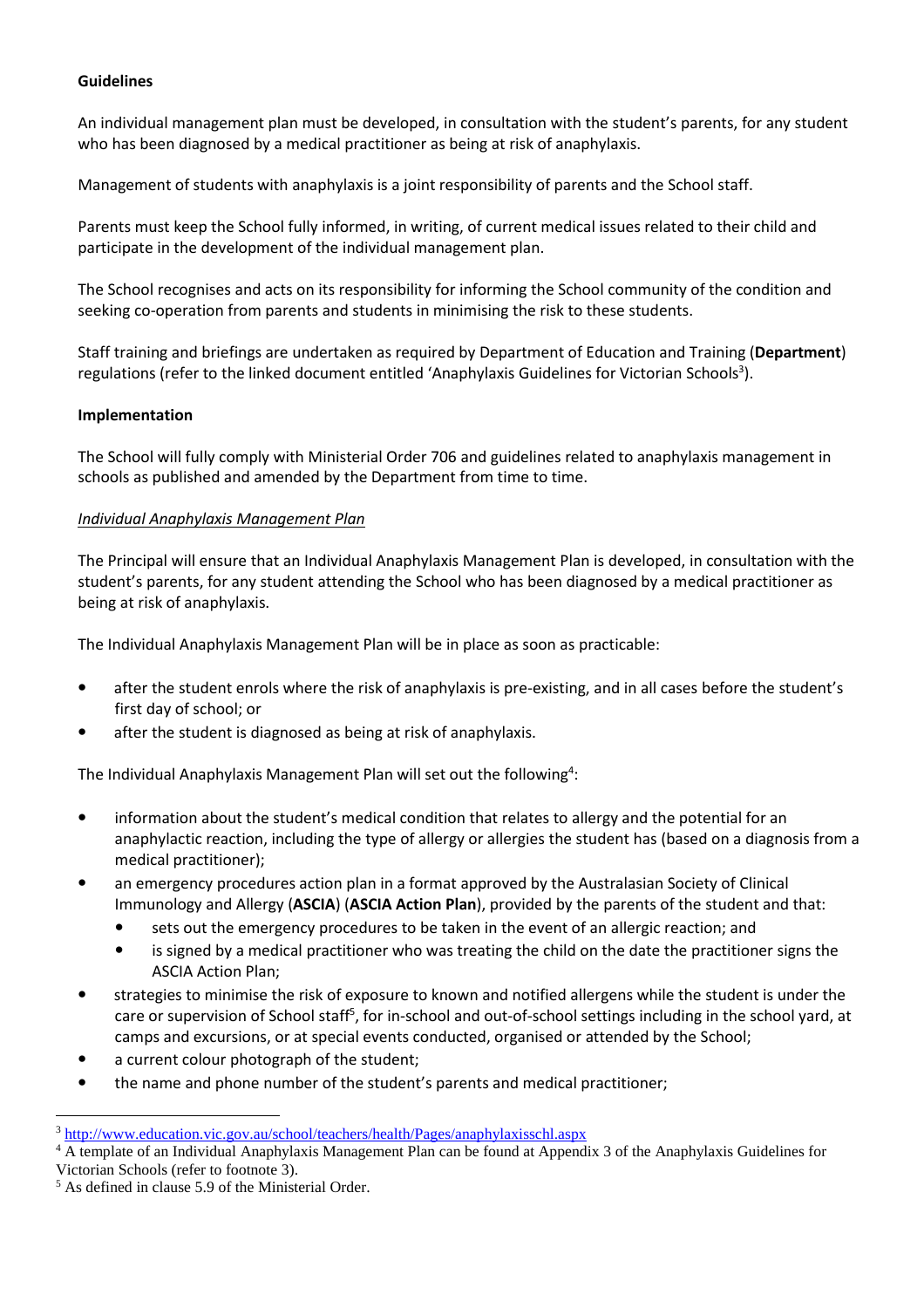**Guidelines**

An individual management plan must be developed, in consultation with the student's parents, for any student who has been diagnosed by a medical practitioner as being at risk of anaphylaxis.

Management of students with anaphylaxis is a joint responsibility of parents and the School staff.

Parents must keep the School fully informed, in writing, of current medical issues related to their child and participate in the development of the individual management plan.

The School recognises and acts on its responsibility for informing the School community of the condition and seeking co-operation from parents and students in minimising the risk to these students.

Staff training and briefings are undertaken as required by Department of Education and Training (**Department**) regulations (refer to the linked document entitled 'Anaphylaxis Guidelines for Victorian Schools[3]).

**Implementation**

The School will fully comply with Ministerial Order 706 and guidelines related to anaphylaxis management in schools as published and amended by the Department from time to time.

*Individual Anaphylaxis Management Plan*

The Principal will ensure that an Individual Anaphylaxis Management Plan is developed, in consultation with the student's parents, for any student attending the School who has been diagnosed by a medical practitioner as being at risk of anaphylaxis.

The Individual Anaphylaxis Management Plan will be in place as soon as practicable:

- after the student enrols where the risk of anaphylaxis is pre-existing, and in all cases before the student's first day of school; or
- after the student is diagnosed as being at risk of anaphylaxis.

The Individual Anaphylaxis Management Plan will set out the following[4]:

- information about the student's medical condition that relates to allergy and the potential for an anaphylactic reaction, including the type of allergy or allergies the student has (based on a diagnosis from a medical practitioner);
- an emergency procedures action plan in a format approved by the Australasian Society of Clinical Immunology and Allergy (**ASCIA**) (**ASCIA Action Plan**), provided by the parents of the student and that:
  - sets out the emergency procedures to be taken in the event of an allergic reaction; and
  - is signed by a medical practitioner who was treating the child on the date the practitioner signs the ASCIA Action Plan;
- strategies to minimise the risk of exposure to known and notified allergens while the student is under the care or supervision of School staff[5], for in-school and out-of-school settings including in the school yard, at camps and excursions, or at special events conducted, organised or attended by the School;
- a current colour photograph of the student;
- the name and phone number of the student's parents and medical practitioner;

---

[3] http://www.education.vic.gov.au/school/teachers/health/Pages/anaphylaxisschl.aspx

[4] A template of an Individual Anaphylaxis Management Plan can be found at Appendix 3 of the Anaphylaxis Guidelines for Victorian Schools (refer to footnote 3).

[5] As defined in clause 5.9 of the Ministerial Order.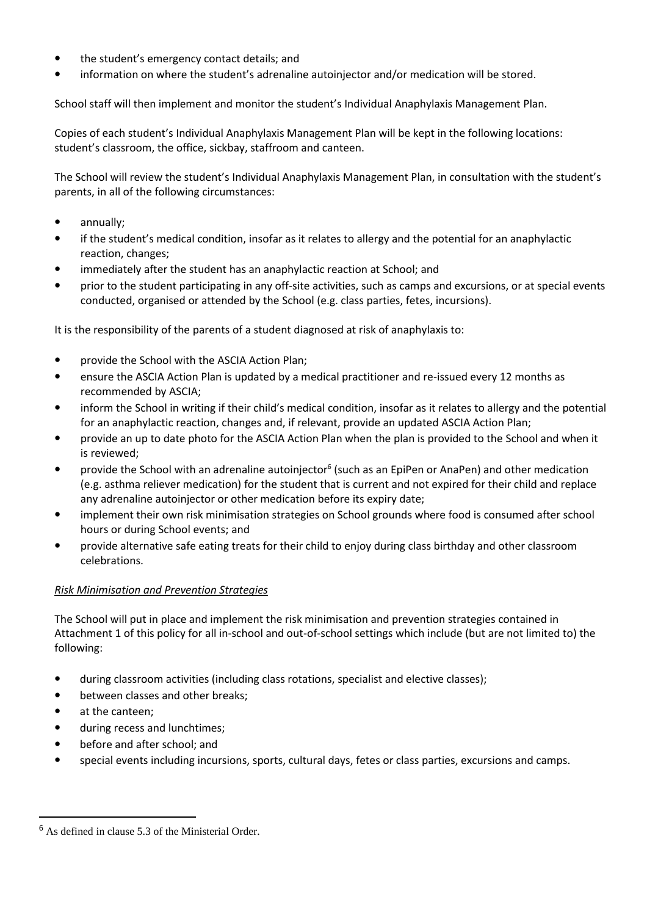- the student's emergency contact details; and
- information on where the student's adrenaline autoinjector and/or medication will be stored.

School staff will then implement and monitor the student's Individual Anaphylaxis Management Plan.

Copies of each student's Individual Anaphylaxis Management Plan will be kept in the following locations: student's classroom, the office, sickbay, staffroom and canteen.

The School will review the student's Individual Anaphylaxis Management Plan, in consultation with the student's parents, in all of the following circumstances:

- annually;
- if the student's medical condition, insofar as it relates to allergy and the potential for an anaphylactic reaction, changes;
- immediately after the student has an anaphylactic reaction at School; and
- prior to the student participating in any off-site activities, such as camps and excursions, or at special events conducted, organised or attended by the School (e.g. class parties, fetes, incursions).

It is the responsibility of the parents of a student diagnosed at risk of anaphylaxis to:

- provide the School with the ASCIA Action Plan;
- ensure the ASCIA Action Plan is updated by a medical practitioner and re-issued every 12 months as recommended by ASCIA;
- inform the School in writing if their child's medical condition, insofar as it relates to allergy and the potential for an anaphylactic reaction, changes and, if relevant, provide an updated ASCIA Action Plan;
- provide an up to date photo for the ASCIA Action Plan when the plan is provided to the School and when it is reviewed;
- provide the School with an adrenaline autoinjector[6] (such as an EpiPen or AnaPen) and other medication (e.g. asthma reliever medication) for the student that is current and not expired for their child and replace any adrenaline autoinjector or other medication before its expiry date;
- implement their own risk minimisation strategies on School grounds where food is consumed after school hours or during School events; and
- provide alternative safe eating treats for their child to enjoy during class birthday and other classroom celebrations.

*Risk Minimisation and Prevention Strategies*

The School will put in place and implement the risk minimisation and prevention strategies contained in Attachment 1 of this policy for all in-school and out-of-school settings which include (but are not limited to) the following:

- during classroom activities (including class rotations, specialist and elective classes);
- between classes and other breaks;
- at the canteen;
- during recess and lunchtimes;
- before and after school; and
- special events including incursions, sports, cultural days, fetes or class parties, excursions and camps.

[6] As defined in clause 5.3 of the Ministerial Order.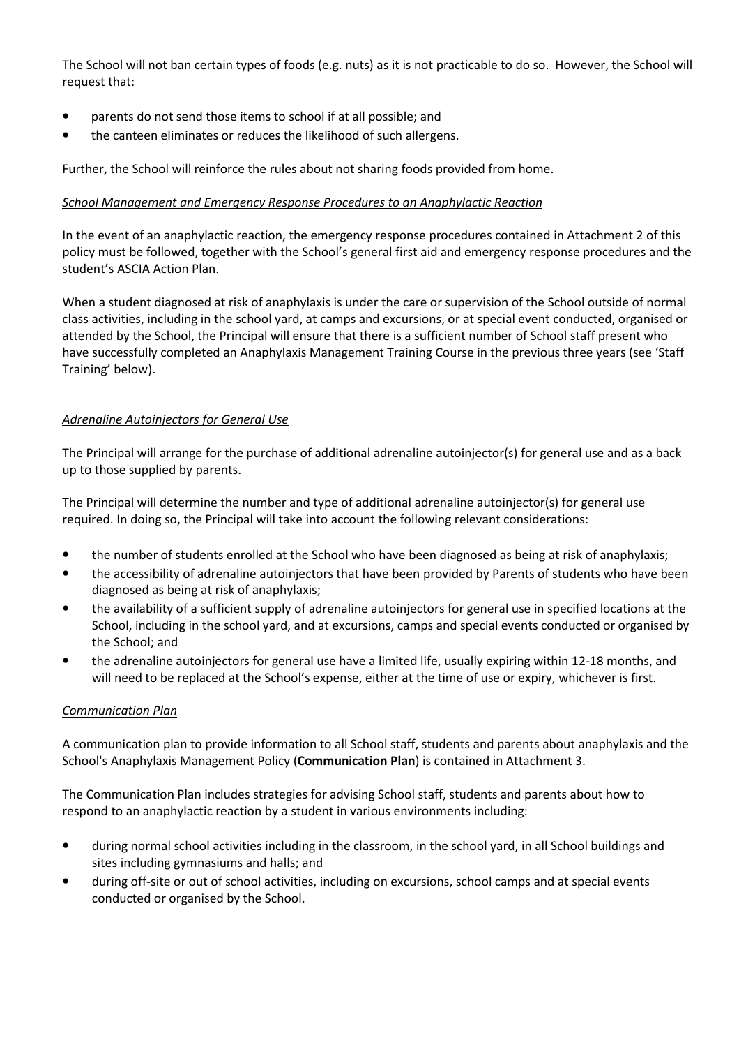The School will not ban certain types of foods (e.g. nuts) as it is not practicable to do so. However, the School will request that:

- parents do not send those items to school if at all possible; and
- the canteen eliminates or reduces the likelihood of such allergens.

Further, the School will reinforce the rules about not sharing foods provided from home.

*School Management and Emergency Response Procedures to an Anaphylactic Reaction*

In the event of an anaphylactic reaction, the emergency response procedures contained in Attachment 2 of this policy must be followed, together with the School's general first aid and emergency response procedures and the student's ASCIA Action Plan.

When a student diagnosed at risk of anaphylaxis is under the care or supervision of the School outside of normal class activities, including in the school yard, at camps and excursions, or at special event conducted, organised or attended by the School, the Principal will ensure that there is a sufficient number of School staff present who have successfully completed an Anaphylaxis Management Training Course in the previous three years (see 'Staff Training' below).

*Adrenaline Autoinjectors for General Use*

The Principal will arrange for the purchase of additional adrenaline autoinjector(s) for general use and as a back up to those supplied by parents.

The Principal will determine the number and type of additional adrenaline autoinjector(s) for general use required. In doing so, the Principal will take into account the following relevant considerations:

- the number of students enrolled at the School who have been diagnosed as being at risk of anaphylaxis;
- the accessibility of adrenaline autoinjectors that have been provided by Parents of students who have been diagnosed as being at risk of anaphylaxis;
- the availability of a sufficient supply of adrenaline autoinjectors for general use in specified locations at the School, including in the school yard, and at excursions, camps and special events conducted or organised by the School; and
- the adrenaline autoinjectors for general use have a limited life, usually expiring within 12-18 months, and will need to be replaced at the School's expense, either at the time of use or expiry, whichever is first.

*Communication Plan*

A communication plan to provide information to all School staff, students and parents about anaphylaxis and the School's Anaphylaxis Management Policy (**Communication Plan**) is contained in Attachment 3.

The Communication Plan includes strategies for advising School staff, students and parents about how to respond to an anaphylactic reaction by a student in various environments including:

- during normal school activities including in the classroom, in the school yard, in all School buildings and sites including gymnasiums and halls; and
- during off-site or out of school activities, including on excursions, school camps and at special events conducted or organised by the School.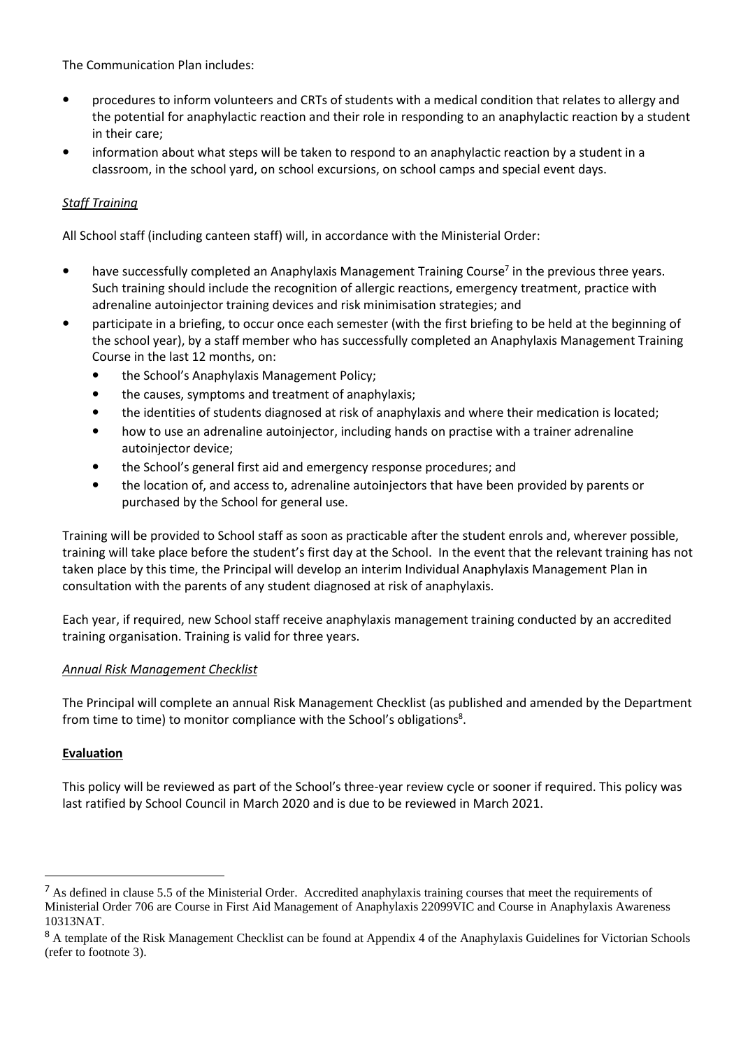The Communication Plan includes:

- procedures to inform volunteers and CRTs of students with a medical condition that relates to allergy and the potential for anaphylactic reaction and their role in responding to an anaphylactic reaction by a student in their care;
- information about what steps will be taken to respond to an anaphylactic reaction by a student in a classroom, in the school yard, on school excursions, on school camps and special event days.

*Staff Training*

All School staff (including canteen staff) will, in accordance with the Ministerial Order:

- have successfully completed an Anaphylaxis Management Training Course[7] in the previous three years. Such training should include the recognition of allergic reactions, emergency treatment, practice with adrenaline autoinjector training devices and risk minimisation strategies; and
- participate in a briefing, to occur once each semester (with the first briefing to be held at the beginning of the school year), by a staff member who has successfully completed an Anaphylaxis Management Training Course in the last 12 months, on:
  - the School's Anaphylaxis Management Policy;
  - the causes, symptoms and treatment of anaphylaxis;
  - the identities of students diagnosed at risk of anaphylaxis and where their medication is located;
  - how to use an adrenaline autoinjector, including hands on practise with a trainer adrenaline autoinjector device;
  - the School's general first aid and emergency response procedures; and
  - the location of, and access to, adrenaline autoinjectors that have been provided by parents or purchased by the School for general use.

Training will be provided to School staff as soon as practicable after the student enrols and, wherever possible, training will take place before the student's first day at the School. In the event that the relevant training has not taken place by this time, the Principal will develop an interim Individual Anaphylaxis Management Plan in consultation with the parents of any student diagnosed at risk of anaphylaxis.

Each year, if required, new School staff receive anaphylaxis management training conducted by an accredited training organisation. Training is valid for three years.

*Annual Risk Management Checklist*

The Principal will complete an annual Risk Management Checklist (as published and amended by the Department from time to time) to monitor compliance with the School's obligations[8].

**Evaluation**

This policy will be reviewed as part of the School's three-year review cycle or sooner if required. This policy was last ratified by School Council in March 2020 and is due to be reviewed in March 2021.

---

[7] As defined in clause 5.5 of the Ministerial Order. Accredited anaphylaxis training courses that meet the requirements of Ministerial Order 706 are Course in First Aid Management of Anaphylaxis 22099VIC and Course in Anaphylaxis Awareness 10313NAT.

[8] A template of the Risk Management Checklist can be found at Appendix 4 of the Anaphylaxis Guidelines for Victorian Schools (refer to footnote 3).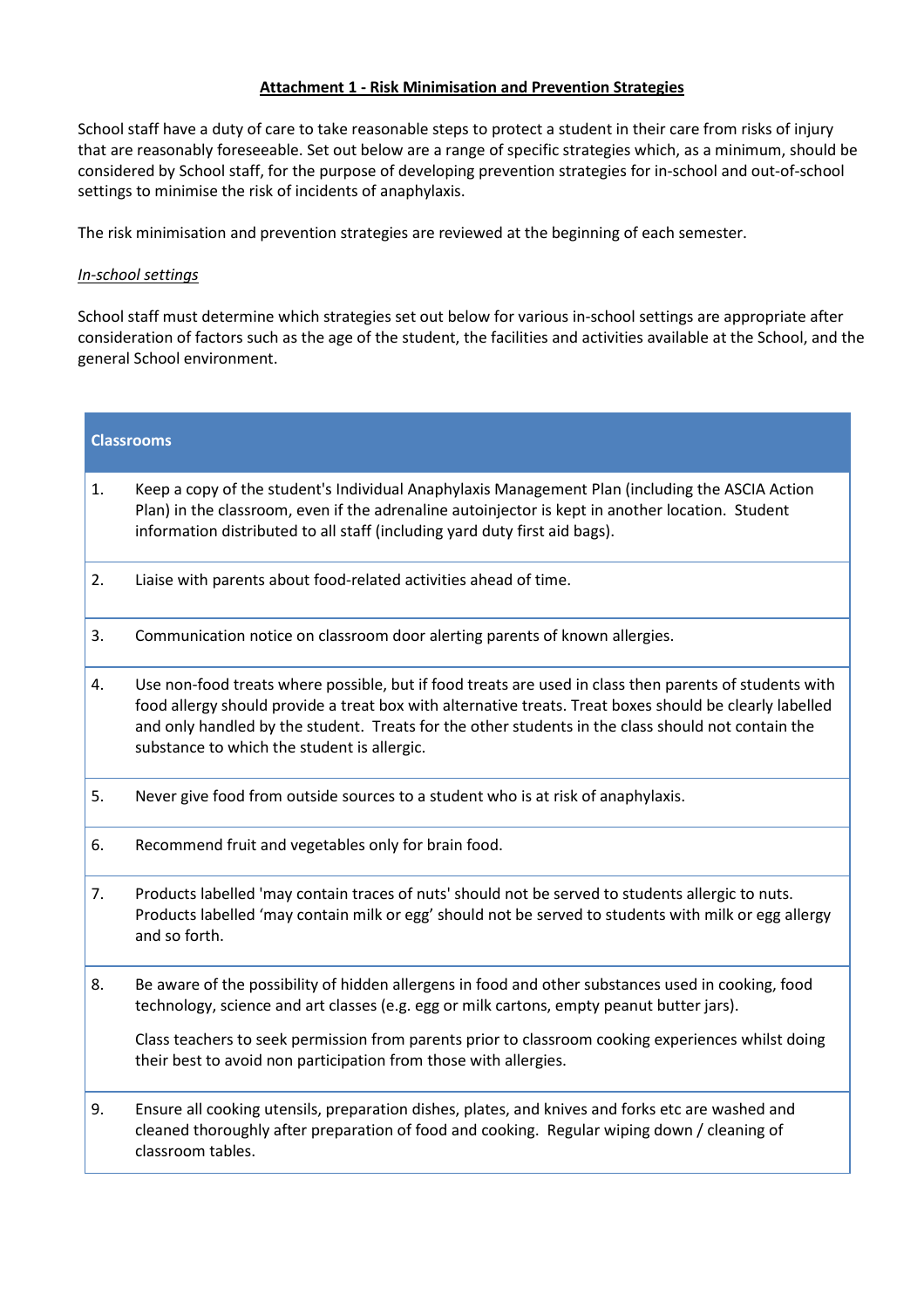**Attachment 1 - Risk Minimisation and Prevention Strategies**

School staff have a duty of care to take reasonable steps to protect a student in their care from risks of injury that are reasonably foreseeable. Set out below are a range of specific strategies which, as a minimum, should be considered by School staff, for the purpose of developing prevention strategies for in-school and out-of-school settings to minimise the risk of incidents of anaphylaxis.

The risk minimisation and prevention strategies are reviewed at the beginning of each semester.

*In-school settings*

School staff must determine which strategies set out below for various in-school settings are appropriate after consideration of factors such as the age of the student, the facilities and activities available at the School, and the general School environment.

| **Classrooms** | |
|---|---|
| 1. | Keep a copy of the student's Individual Anaphylaxis Management Plan (including the ASCIA Action Plan) in the classroom, even if the adrenaline autoinjector is kept in another location. Student information distributed to all staff (including yard duty first aid bags). |
| 2. | Liaise with parents about food-related activities ahead of time. |
| 3. | Communication notice on classroom door alerting parents of known allergies. |
| 4. | Use non-food treats where possible, but if food treats are used in class then parents of students with food allergy should provide a treat box with alternative treats. Treat boxes should be clearly labelled and only handled by the student. Treats for the other students in the class should not contain the substance to which the student is allergic. |
| 5. | Never give food from outside sources to a student who is at risk of anaphylaxis. |
| 6. | Recommend fruit and vegetables only for brain food. |
| 7. | Products labelled 'may contain traces of nuts' should not be served to students allergic to nuts. Products labelled 'may contain milk or egg' should not be served to students with milk or egg allergy and so forth. |
| 8. | Be aware of the possibility of hidden allergens in food and other substances used in cooking, food technology, science and art classes (e.g. egg or milk cartons, empty peanut butter jars). Class teachers to seek permission from parents prior to classroom cooking experiences whilst doing their best to avoid non participation from those with allergies. |
| 9. | Ensure all cooking utensils, preparation dishes, plates, and knives and forks etc are washed and cleaned thoroughly after preparation of food and cooking. Regular wiping down / cleaning of classroom tables. |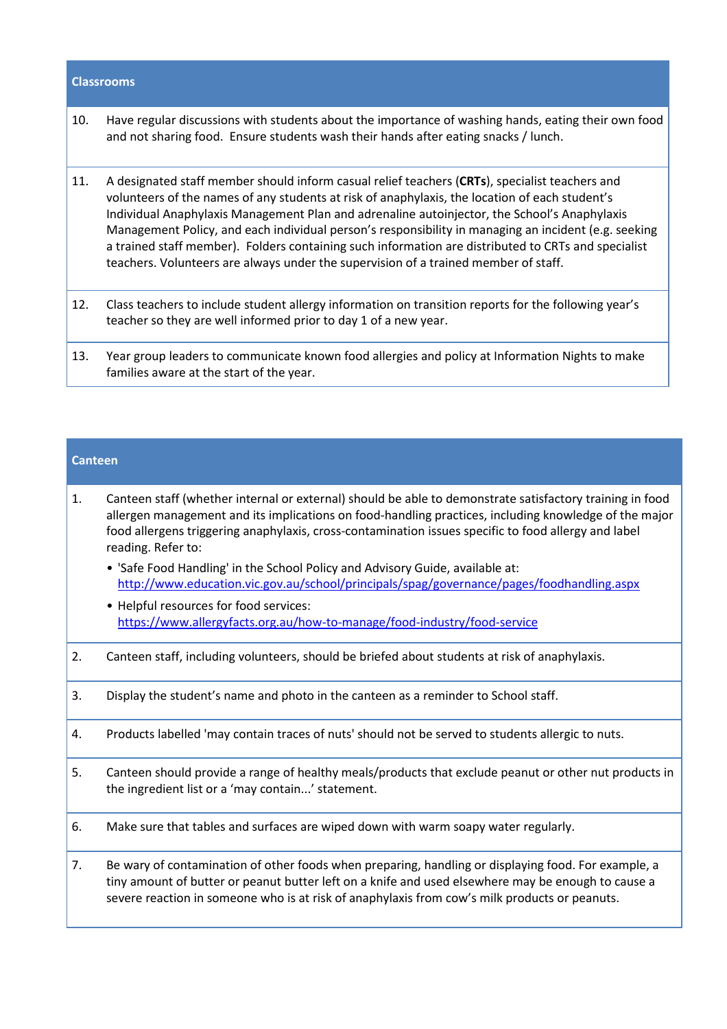| Classrooms | |
|---|---|
| 10. | Have regular discussions with students about the importance of washing hands, eating their own food and not sharing food. Ensure students wash their hands after eating snacks / lunch. |
| 11. | A designated staff member should inform casual relief teachers (**CRTs**), specialist teachers and volunteers of the names of any students at risk of anaphylaxis, the location of each student's Individual Anaphylaxis Management Plan and adrenaline autoinjector, the School's Anaphylaxis Management Policy, and each individual person's responsibility in managing an incident (e.g. seeking a trained staff member). Folders containing such information are distributed to CRTs and specialist teachers. Volunteers are always under the supervision of a trained member of staff. |
| 12. | Class teachers to include student allergy information on transition reports for the following year's teacher so they are well informed prior to day 1 of a new year. |
| 13. | Year group leaders to communicate known food allergies and policy at Information Nights to make families aware at the start of the year. |

| Canteen | |
|---|---|
| 1. | Canteen staff (whether internal or external) should be able to demonstrate satisfactory training in food allergen management and its implications on food-handling practices, including knowledge of the major food allergens triggering anaphylaxis, cross-contamination issues specific to food allergy and label reading. Refer to:<br>• 'Safe Food Handling' in the School Policy and Advisory Guide, available at: [http://www.education.vic.gov.au/school/principals/spag/governance/pages/foodhandling.aspx](http://www.education.vic.gov.au/school/principals/spag/governance/pages/foodhandling.aspx)<br>• Helpful resources for food services: [https://www.allergyfacts.org.au/how-to-manage/food-industry/food-service](https://www.allergyfacts.org.au/how-to-manage/food-industry/food-service) |
| 2. | Canteen staff, including volunteers, should be briefed about students at risk of anaphylaxis. |
| 3. | Display the student's name and photo in the canteen as a reminder to School staff. |
| 4. | Products labelled 'may contain traces of nuts' should not be served to students allergic to nuts. |
| 5. | Canteen should provide a range of healthy meals/products that exclude peanut or other nut products in the ingredient list or a 'may contain...' statement. |
| 6. | Make sure that tables and surfaces are wiped down with warm soapy water regularly. |
| 7. | Be wary of contamination of other foods when preparing, handling or displaying food. For example, a tiny amount of butter or peanut butter left on a knife and used elsewhere may be enough to cause a severe reaction in someone who is at risk of anaphylaxis from cow's milk products or peanuts. |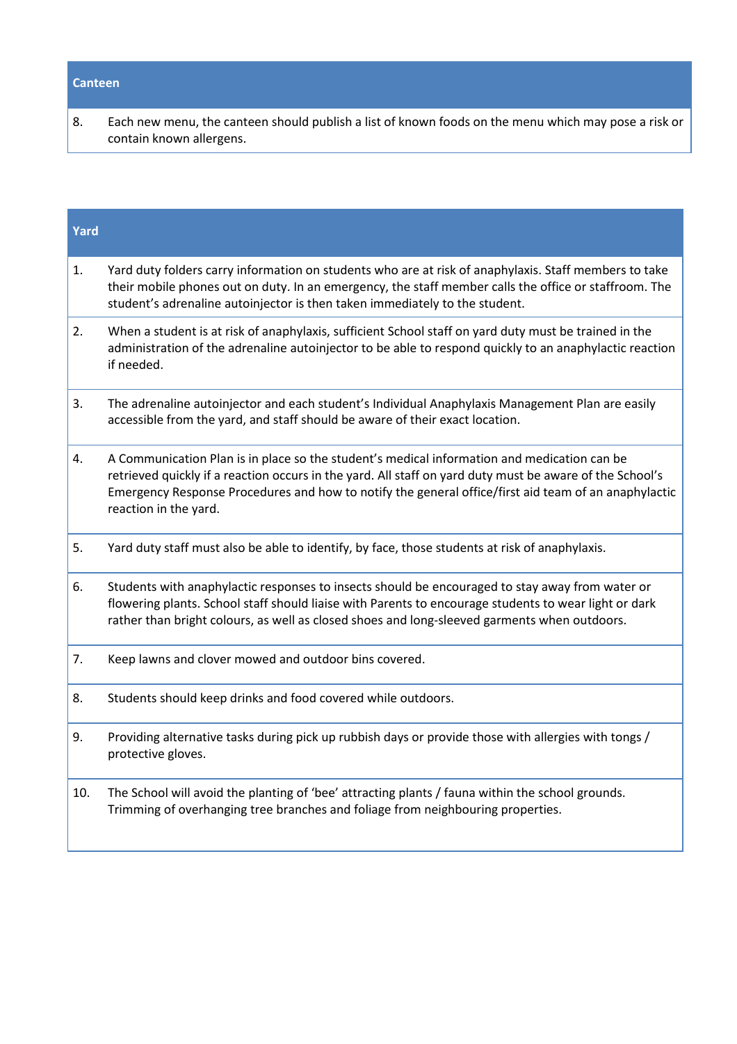| Canteen | |
|---|---|
| 8. | Each new menu, the canteen should publish a list of known foods on the menu which may pose a risk or contain known allergens. |

| Yard | |
|---|---|
| 1. | Yard duty folders carry information on students who are at risk of anaphylaxis. Staff members to take their mobile phones out on duty. In an emergency, the staff member calls the office or staffroom. The student's adrenaline autoinjector is then taken immediately to the student. |
| 2. | When a student is at risk of anaphylaxis, sufficient School staff on yard duty must be trained in the administration of the adrenaline autoinjector to be able to respond quickly to an anaphylactic reaction if needed. |
| 3. | The adrenaline autoinjector and each student's Individual Anaphylaxis Management Plan are easily accessible from the yard, and staff should be aware of their exact location. |
| 4. | A Communication Plan is in place so the student's medical information and medication can be retrieved quickly if a reaction occurs in the yard. All staff on yard duty must be aware of the School's Emergency Response Procedures and how to notify the general office/first aid team of an anaphylactic reaction in the yard. |
| 5. | Yard duty staff must also be able to identify, by face, those students at risk of anaphylaxis. |
| 6. | Students with anaphylactic responses to insects should be encouraged to stay away from water or flowering plants. School staff should liaise with Parents to encourage students to wear light or dark rather than bright colours, as well as closed shoes and long-sleeved garments when outdoors. |
| 7. | Keep lawns and clover mowed and outdoor bins covered. |
| 8. | Students should keep drinks and food covered while outdoors. |
| 9. | Providing alternative tasks during pick up rubbish days or provide those with allergies with tongs / protective gloves. |
| 10. | The School will avoid the planting of 'bee' attracting plants / fauna within the school grounds. Trimming of overhanging tree branches and foliage from neighbouring properties. |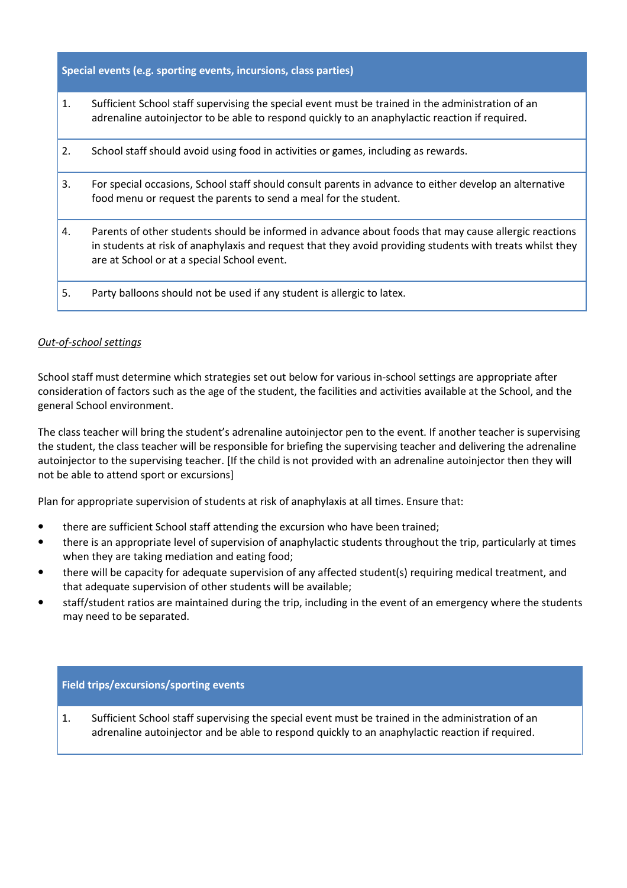| Special events (e.g. sporting events, incursions, class parties) | |
|---|---|
| 1. | Sufficient School staff supervising the special event must be trained in the administration of an adrenaline autoinjector to be able to respond quickly to an anaphylactic reaction if required. |
| 2. | School staff should avoid using food in activities or games, including as rewards. |
| 3. | For special occasions, School staff should consult parents in advance to either develop an alternative food menu or request the parents to send a meal for the student. |
| 4. | Parents of other students should be informed in advance about foods that may cause allergic reactions in students at risk of anaphylaxis and request that they avoid providing students with treats whilst they are at School or at a special School event. |
| 5. | Party balloons should not be used if any student is allergic to latex. |

*Out-of-school settings*

School staff must determine which strategies set out below for various in-school settings are appropriate after consideration of factors such as the age of the student, the facilities and activities available at the School, and the general School environment.

The class teacher will bring the student's adrenaline autoinjector pen to the event. If another teacher is supervising the student, the class teacher will be responsible for briefing the supervising teacher and delivering the adrenaline autoinjector to the supervising teacher. [If the child is not provided with an adrenaline autoinjector then they will not be able to attend sport or excursions]

Plan for appropriate supervision of students at risk of anaphylaxis at all times. Ensure that:

- there are sufficient School staff attending the excursion who have been trained;
- there is an appropriate level of supervision of anaphylactic students throughout the trip, particularly at times when they are taking mediation and eating food;
- there will be capacity for adequate supervision of any affected student(s) requiring medical treatment, and that adequate supervision of other students will be available;
- staff/student ratios are maintained during the trip, including in the event of an emergency where the students may need to be separated.

| Field trips/excursions/sporting events | |
|---|---|
| 1. | Sufficient School staff supervising the special event must be trained in the administration of an adrenaline autoinjector and be able to respond quickly to an anaphylactic reaction if required. |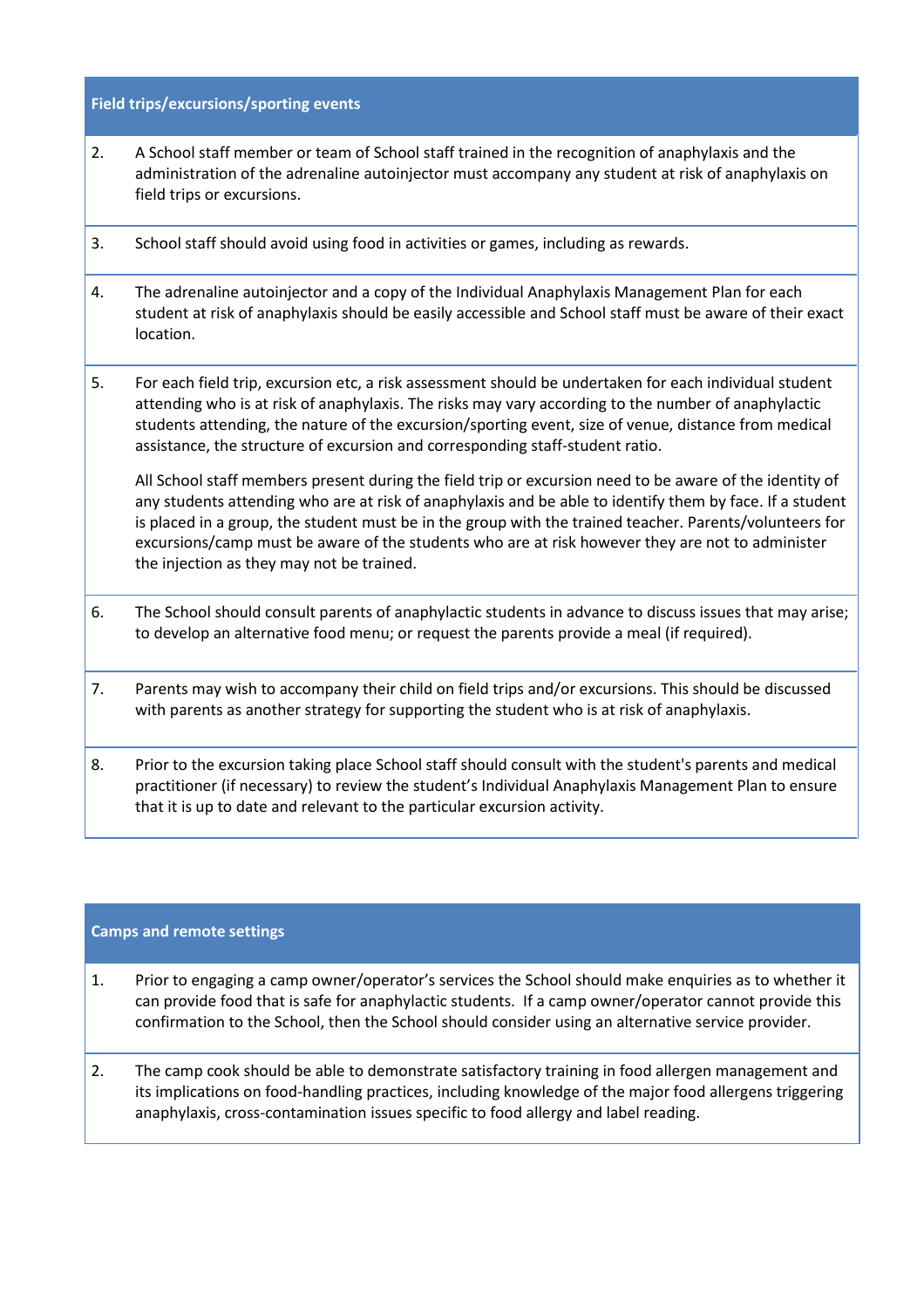| Field trips/excursions/sporting events | |
|---|---|
| 2. | A School staff member or team of School staff trained in the recognition of anaphylaxis and the administration of the adrenaline autoinjector must accompany any student at risk of anaphylaxis on field trips or excursions. |
| 3. | School staff should avoid using food in activities or games, including as rewards. |
| 4. | The adrenaline autoinjector and a copy of the Individual Anaphylaxis Management Plan for each student at risk of anaphylaxis should be easily accessible and School staff must be aware of their exact location. |
| 5. | For each field trip, excursion etc, a risk assessment should be undertaken for each individual student attending who is at risk of anaphylaxis. The risks may vary according to the number of anaphylactic students attending, the nature of the excursion/sporting event, size of venue, distance from medical assistance, the structure of excursion and corresponding staff-student ratio.<br><br>All School staff members present during the field trip or excursion need to be aware of the identity of any students attending who are at risk of anaphylaxis and be able to identify them by face. If a student is placed in a group, the student must be in the group with the trained teacher. Parents/volunteers for excursions/camp must be aware of the students who are at risk however they are not to administer the injection as they may not be trained. |
| 6. | The School should consult parents of anaphylactic students in advance to discuss issues that may arise; to develop an alternative food menu; or request the parents provide a meal (if required). |
| 7. | Parents may wish to accompany their child on field trips and/or excursions. This should be discussed with parents as another strategy for supporting the student who is at risk of anaphylaxis. |
| 8. | Prior to the excursion taking place School staff should consult with the student's parents and medical practitioner (if necessary) to review the student's Individual Anaphylaxis Management Plan to ensure that it is up to date and relevant to the particular excursion activity. |

| Camps and remote settings | |
|---|---|
| 1. | Prior to engaging a camp owner/operator's services the School should make enquiries as to whether it can provide food that is safe for anaphylactic students. If a camp owner/operator cannot provide this confirmation to the School, then the School should consider using an alternative service provider. |
| 2. | The camp cook should be able to demonstrate satisfactory training in food allergen management and its implications on food-handling practices, including knowledge of the major food allergens triggering anaphylaxis, cross-contamination issues specific to food allergy and label reading. |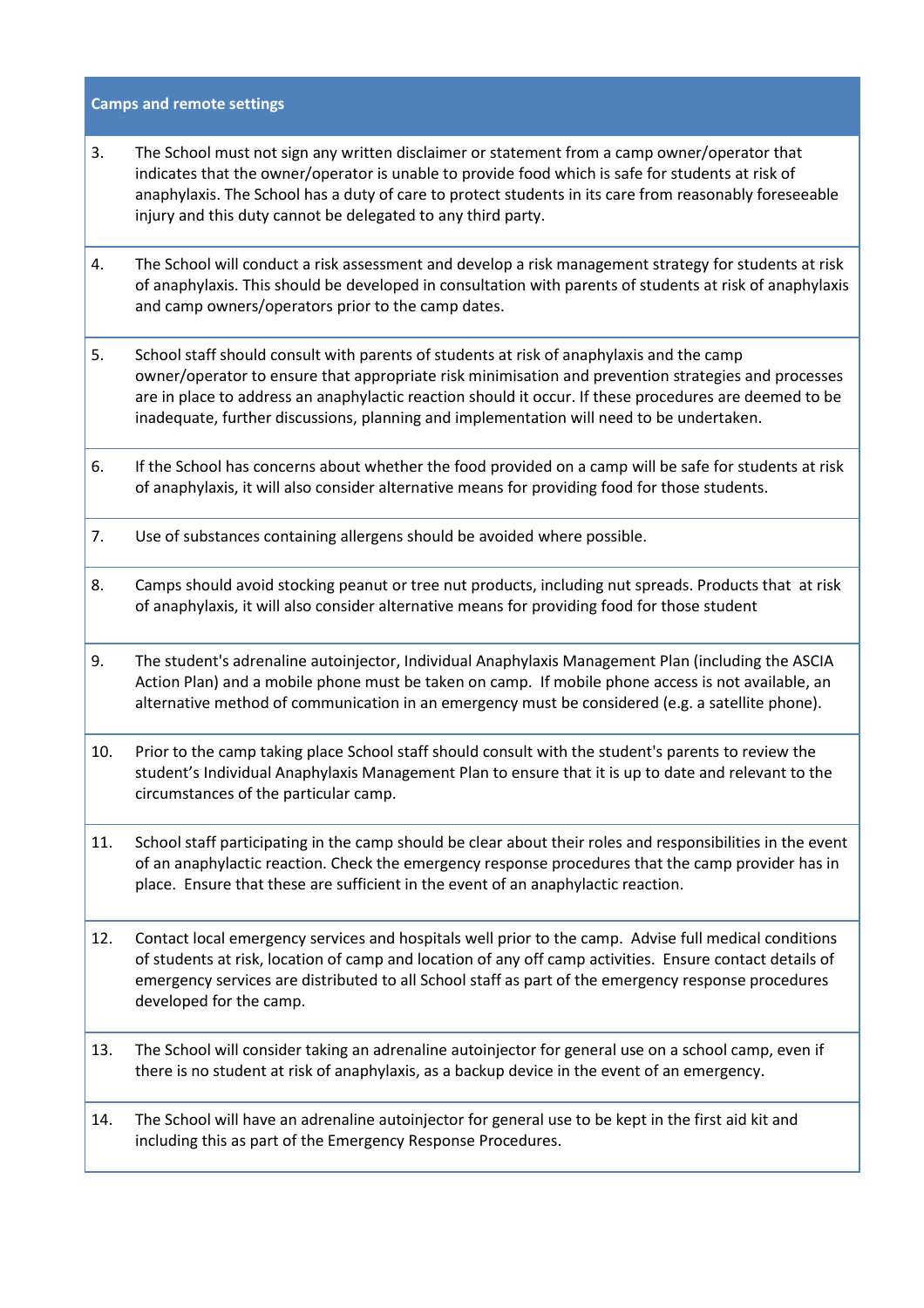| Camps and remote settings | |
|---|---|
| 3. | The School must not sign any written disclaimer or statement from a camp owner/operator that indicates that the owner/operator is unable to provide food which is safe for students at risk of anaphylaxis. The School has a duty of care to protect students in its care from reasonably foreseeable injury and this duty cannot be delegated to any third party. |
| 4. | The School will conduct a risk assessment and develop a risk management strategy for students at risk of anaphylaxis. This should be developed in consultation with parents of students at risk of anaphylaxis and camp owners/operators prior to the camp dates. |
| 5. | School staff should consult with parents of students at risk of anaphylaxis and the camp owner/operator to ensure that appropriate risk minimisation and prevention strategies and processes are in place to address an anaphylactic reaction should it occur. If these procedures are deemed to be inadequate, further discussions, planning and implementation will need to be undertaken. |
| 6. | If the School has concerns about whether the food provided on a camp will be safe for students at risk of anaphylaxis, it will also consider alternative means for providing food for those students. |
| 7. | Use of substances containing allergens should be avoided where possible. |
| 8. | Camps should avoid stocking peanut or tree nut products, including nut spreads. Products that at risk of anaphylaxis, it will also consider alternative means for providing food for those student |
| 9. | The student's adrenaline autoinjector, Individual Anaphylaxis Management Plan (including the ASCIA Action Plan) and a mobile phone must be taken on camp. If mobile phone access is not available, an alternative method of communication in an emergency must be considered (e.g. a satellite phone). |
| 10. | Prior to the camp taking place School staff should consult with the student's parents to review the student's Individual Anaphylaxis Management Plan to ensure that it is up to date and relevant to the circumstances of the particular camp. |
| 11. | School staff participating in the camp should be clear about their roles and responsibilities in the event of an anaphylactic reaction. Check the emergency response procedures that the camp provider has in place. Ensure that these are sufficient in the event of an anaphylactic reaction. |
| 12. | Contact local emergency services and hospitals well prior to the camp. Advise full medical conditions of students at risk, location of camp and location of any off camp activities. Ensure contact details of emergency services are distributed to all School staff as part of the emergency response procedures developed for the camp. |
| 13. | The School will consider taking an adrenaline autoinjector for general use on a school camp, even if there is no student at risk of anaphylaxis, as a backup device in the event of an emergency. |
| 14. | The School will have an adrenaline autoinjector for general use to be kept in the first aid kit and including this as part of the Emergency Response Procedures. |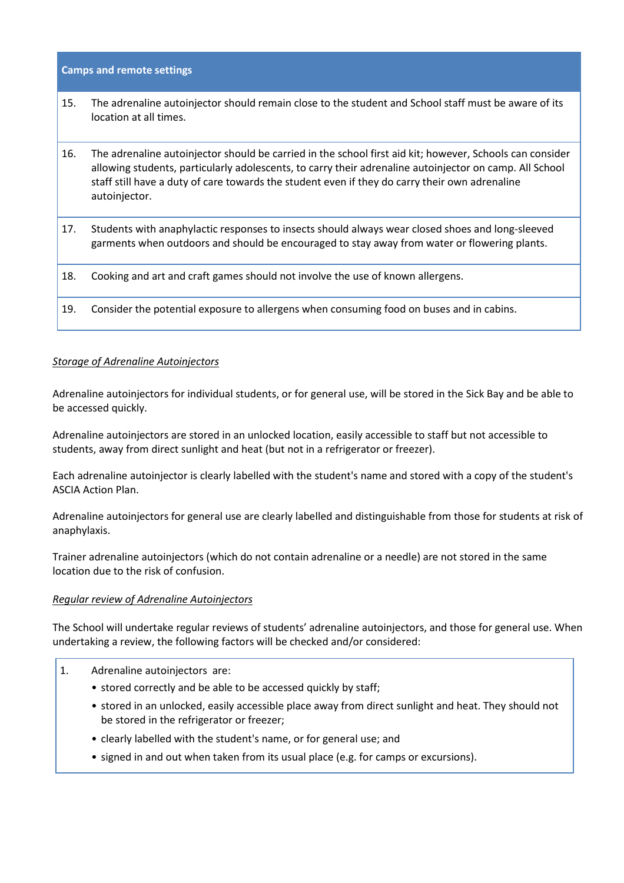| Camps and remote settings | |
|---|---|
| 15. | The adrenaline autoinjector should remain close to the student and School staff must be aware of its location at all times. |
| 16. | The adrenaline autoinjector should be carried in the school first aid kit; however, Schools can consider allowing students, particularly adolescents, to carry their adrenaline autoinjector on camp. All School staff still have a duty of care towards the student even if they do carry their own adrenaline autoinjector. |
| 17. | Students with anaphylactic responses to insects should always wear closed shoes and long-sleeved garments when outdoors and should be encouraged to stay away from water or flowering plants. |
| 18. | Cooking and art and craft games should not involve the use of known allergens. |
| 19. | Consider the potential exposure to allergens when consuming food on buses and in cabins. |

*Storage of Adrenaline Autoinjectors*

Adrenaline autoinjectors for individual students, or for general use, will be stored in the Sick Bay and be able to be accessed quickly.

Adrenaline autoinjectors are stored in an unlocked location, easily accessible to staff but not accessible to students, away from direct sunlight and heat (but not in a refrigerator or freezer).

Each adrenaline autoinjector is clearly labelled with the student's name and stored with a copy of the student's ASCIA Action Plan.

Adrenaline autoinjectors for general use are clearly labelled and distinguishable from those for students at risk of anaphylaxis.

Trainer adrenaline autoinjectors (which do not contain adrenaline or a needle) are not stored in the same location due to the risk of confusion.

*Regular review of Adrenaline Autoinjectors*

The School will undertake regular reviews of students' adrenaline autoinjectors, and those for general use. When undertaking a review, the following factors will be checked and/or considered:

1. Adrenaline autoinjectors are:
   - stored correctly and be able to be accessed quickly by staff;
   - stored in an unlocked, easily accessible place away from direct sunlight and heat. They should not be stored in the refrigerator or freezer;
   - clearly labelled with the student's name, or for general use; and
   - signed in and out when taken from its usual place (e.g. for camps or excursions).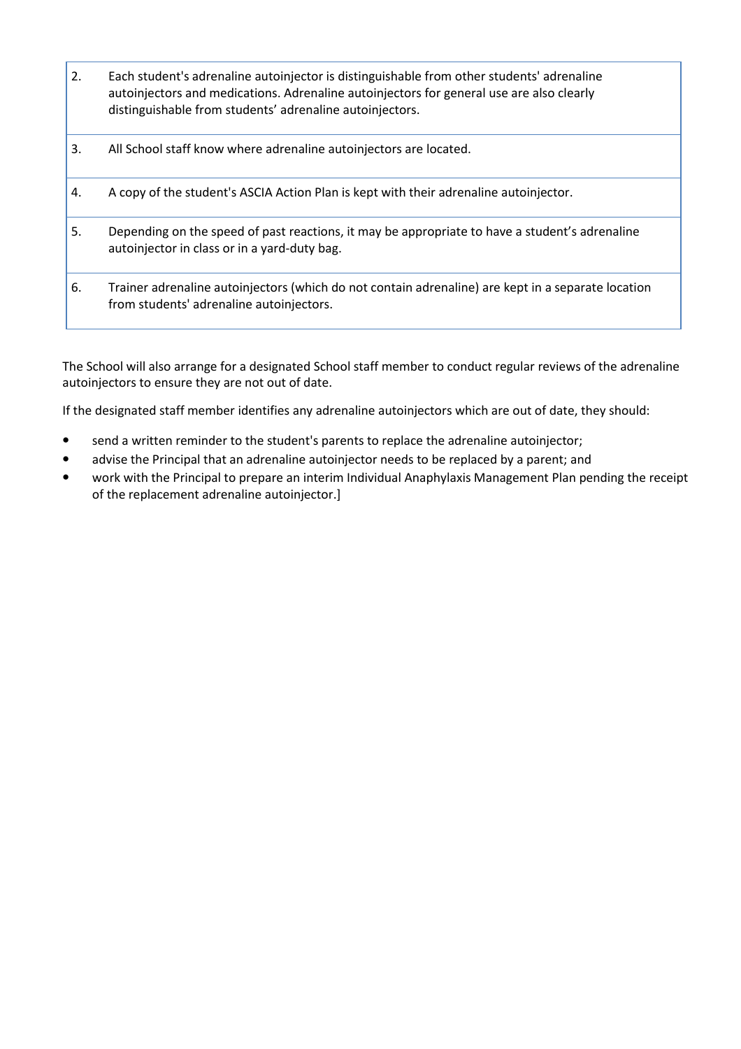| | |
|---|---|
| 2. | Each student's adrenaline autoinjector is distinguishable from other students' adrenaline autoinjectors and medications. Adrenaline autoinjectors for general use are also clearly distinguishable from students' adrenaline autoinjectors. |
| 3. | All School staff know where adrenaline autoinjectors are located. |
| 4. | A copy of the student's ASCIA Action Plan is kept with their adrenaline autoinjector. |
| 5. | Depending on the speed of past reactions, it may be appropriate to have a student's adrenaline autoinjector in class or in a yard-duty bag. |
| 6. | Trainer adrenaline autoinjectors (which do not contain adrenaline) are kept in a separate location from students' adrenaline autoinjectors. |

The School will also arrange for a designated School staff member to conduct regular reviews of the adrenaline autoinjectors to ensure they are not out of date.

If the designated staff member identifies any adrenaline autoinjectors which are out of date, they should:

- send a written reminder to the student's parents to replace the adrenaline autoinjector;
- advise the Principal that an adrenaline autoinjector needs to be replaced by a parent; and
- work with the Principal to prepare an interim Individual Anaphylaxis Management Plan pending the receipt of the replacement adrenaline autoinjector.]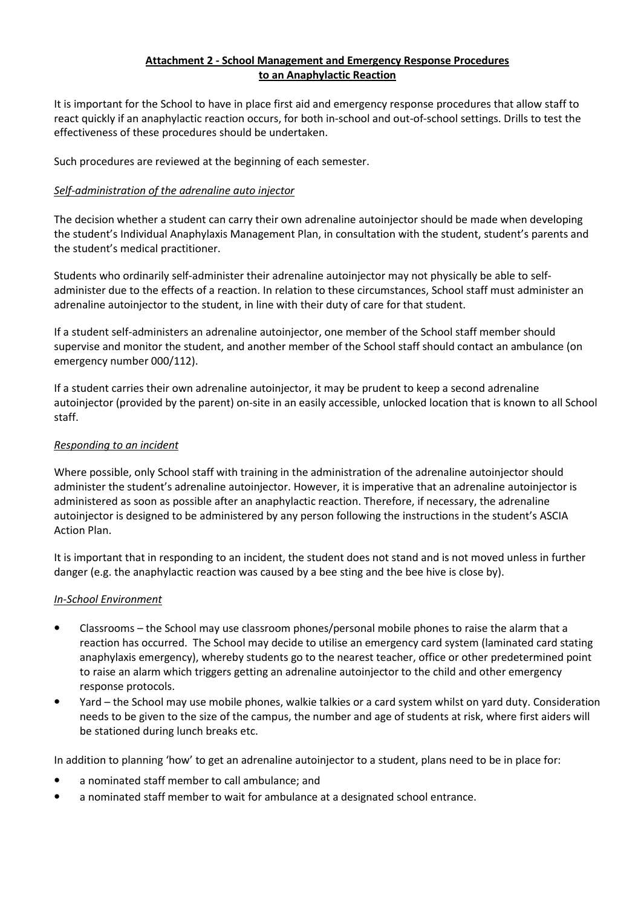## Attachment 2 - School Management and Emergency Response Procedures to an Anaphylactic Reaction

It is important for the School to have in place first aid and emergency response procedures that allow staff to react quickly if an anaphylactic reaction occurs, for both in-school and out-of-school settings. Drills to test the effectiveness of these procedures should be undertaken.

Such procedures are reviewed at the beginning of each semester.

### *Self-administration of the adrenaline auto injector*

The decision whether a student can carry their own adrenaline autoinjector should be made when developing the student's Individual Anaphylaxis Management Plan, in consultation with the student, student's parents and the student's medical practitioner.

Students who ordinarily self-administer their adrenaline autoinjector may not physically be able to self-administer due to the effects of a reaction. In relation to these circumstances, School staff must administer an adrenaline autoinjector to the student, in line with their duty of care for that student.

If a student self-administers an adrenaline autoinjector, one member of the School staff member should supervise and monitor the student, and another member of the School staff should contact an ambulance (on emergency number 000/112).

If a student carries their own adrenaline autoinjector, it may be prudent to keep a second adrenaline autoinjector (provided by the parent) on-site in an easily accessible, unlocked location that is known to all School staff.

### *Responding to an incident*

Where possible, only School staff with training in the administration of the adrenaline autoinjector should administer the student's adrenaline autoinjector. However, it is imperative that an adrenaline autoinjector is administered as soon as possible after an anaphylactic reaction. Therefore, if necessary, the adrenaline autoinjector is designed to be administered by any person following the instructions in the student's ASCIA Action Plan.

It is important that in responding to an incident, the student does not stand and is not moved unless in further danger (e.g. the anaphylactic reaction was caused by a bee sting and the bee hive is close by).

### *In-School Environment*

- Classrooms – the School may use classroom phones/personal mobile phones to raise the alarm that a reaction has occurred. The School may decide to utilise an emergency card system (laminated card stating anaphylaxis emergency), whereby students go to the nearest teacher, office or other predetermined point to raise an alarm which triggers getting an adrenaline autoinjector to the child and other emergency response protocols.
- Yard – the School may use mobile phones, walkie talkies or a card system whilst on yard duty. Consideration needs to be given to the size of the campus, the number and age of students at risk, where first aiders will be stationed during lunch breaks etc.

In addition to planning 'how' to get an adrenaline autoinjector to a student, plans need to be in place for:

- a nominated staff member to call ambulance; and
- a nominated staff member to wait for ambulance at a designated school entrance.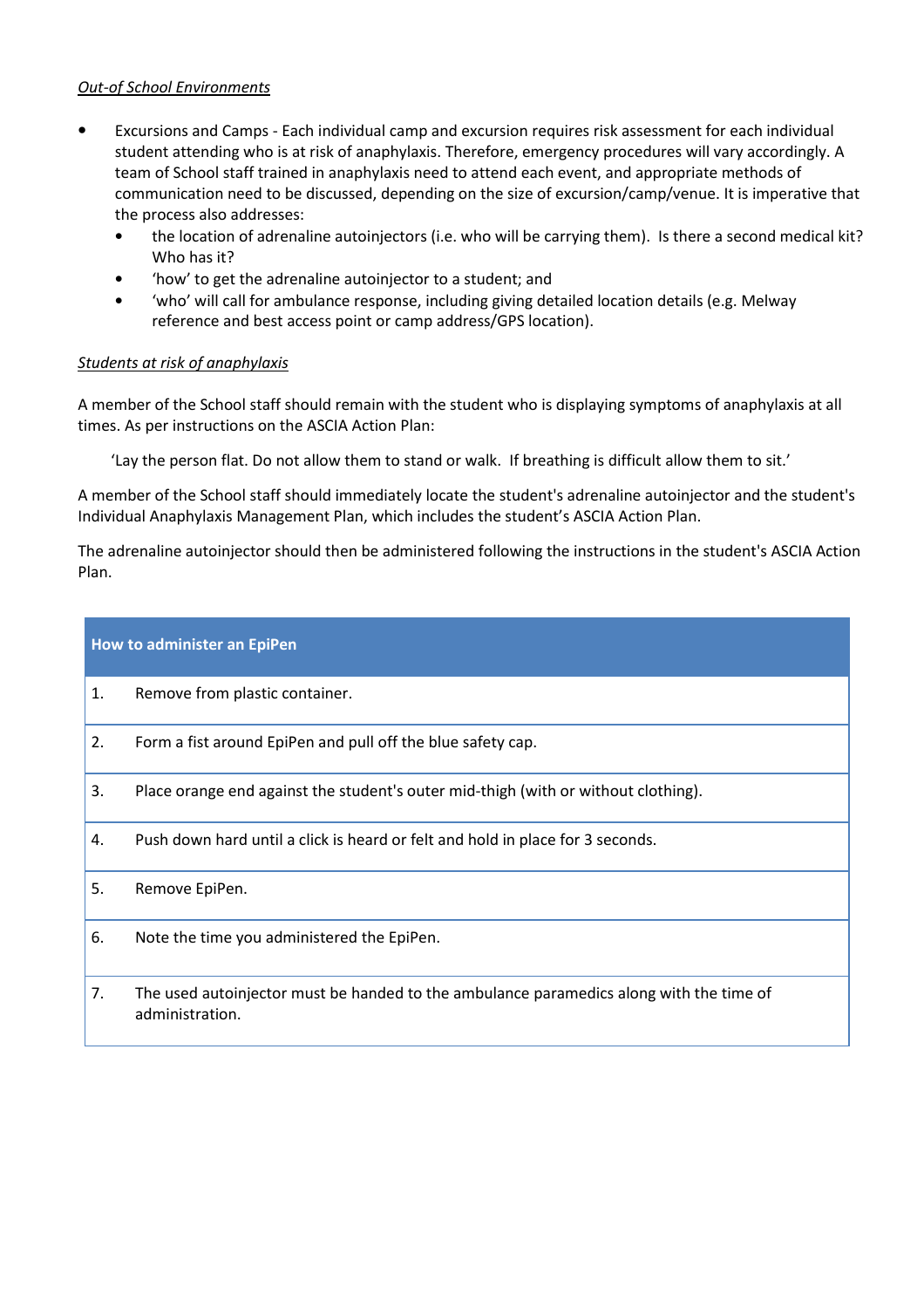*Out-of School Environments*

- Excursions and Camps - Each individual camp and excursion requires risk assessment for each individual student attending who is at risk of anaphylaxis. Therefore, emergency procedures will vary accordingly. A team of School staff trained in anaphylaxis need to attend each event, and appropriate methods of communication need to be discussed, depending on the size of excursion/camp/venue. It is imperative that the process also addresses:
  - the location of adrenaline autoinjectors (i.e. who will be carrying them). Is there a second medical kit? Who has it?
  - 'how' to get the adrenaline autoinjector to a student; and
  - 'who' will call for ambulance response, including giving detailed location details (e.g. Melway reference and best access point or camp address/GPS location).

*Students at risk of anaphylaxis*

A member of the School staff should remain with the student who is displaying symptoms of anaphylaxis at all times. As per instructions on the ASCIA Action Plan:

> 'Lay the person flat. Do not allow them to stand or walk. If breathing is difficult allow them to sit.'

A member of the School staff should immediately locate the student's adrenaline autoinjector and the student's Individual Anaphylaxis Management Plan, which includes the student's ASCIA Action Plan.

The adrenaline autoinjector should then be administered following the instructions in the student's ASCIA Action Plan.

| How to administer an EpiPen | |
|---|---|
| 1. | Remove from plastic container. |
| 2. | Form a fist around EpiPen and pull off the blue safety cap. |
| 3. | Place orange end against the student's outer mid-thigh (with or without clothing). |
| 4. | Push down hard until a click is heard or felt and hold in place for 3 seconds. |
| 5. | Remove EpiPen. |
| 6. | Note the time you administered the EpiPen. |
| 7. | The used autoinjector must be handed to the ambulance paramedics along with the time of administration. |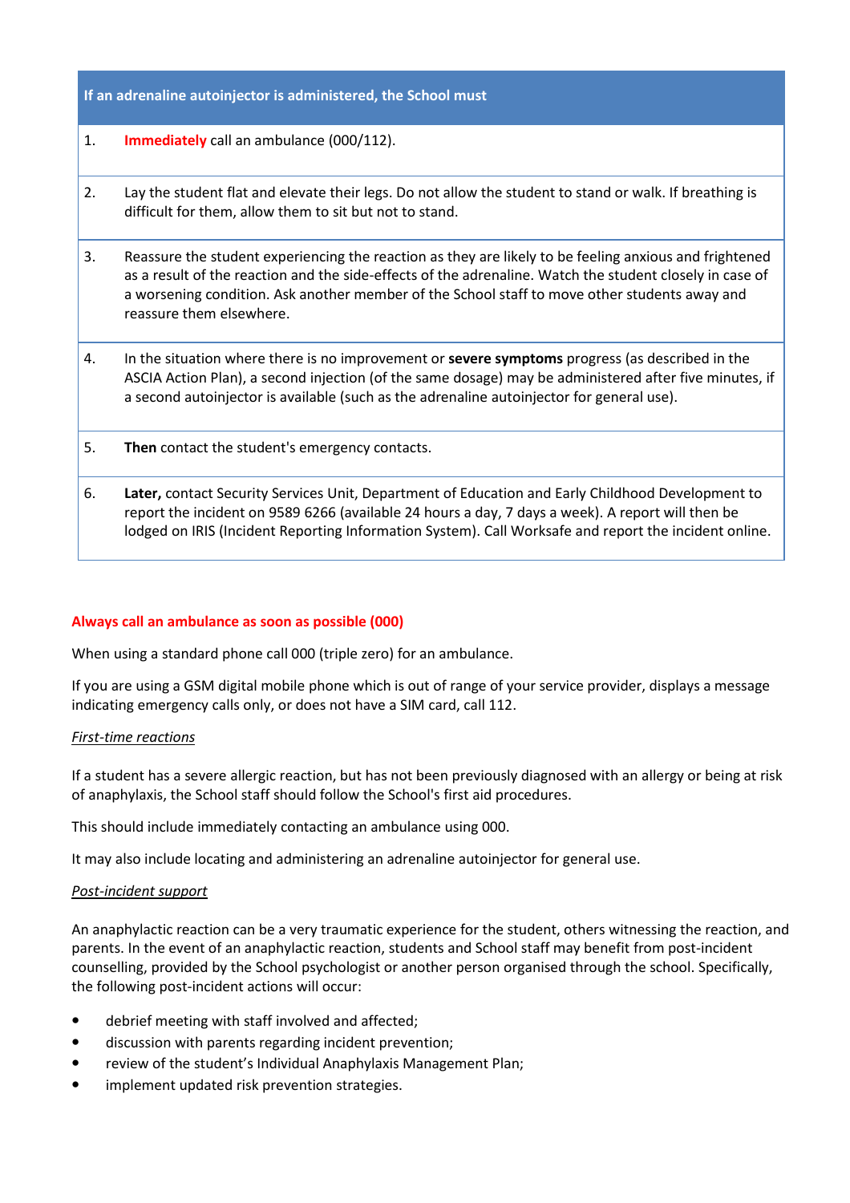| If an adrenaline autoinjector is administered, the School must | |
|---|---|
| 1. | **Immediately** call an ambulance (000/112). |
| 2. | Lay the student flat and elevate their legs. Do not allow the student to stand or walk. If breathing is difficult for them, allow them to sit but not to stand. |
| 3. | Reassure the student experiencing the reaction as they are likely to be feeling anxious and frightened as a result of the reaction and the side-effects of the adrenaline. Watch the student closely in case of a worsening condition. Ask another member of the School staff to move other students away and reassure them elsewhere. |
| 4. | In the situation where there is no improvement or **severe symptoms** progress (as described in the ASCIA Action Plan), a second injection (of the same dosage) may be administered after five minutes, if a second autoinjector is available (such as the adrenaline autoinjector for general use). |
| 5. | **Then** contact the student's emergency contacts. |
| 6. | **Later,** contact Security Services Unit, Department of Education and Early Childhood Development to report the incident on 9589 6266 (available 24 hours a day, 7 days a week). A report will then be lodged on IRIS (Incident Reporting Information System). Call Worksafe and report the incident online. |

**Always call an ambulance as soon as possible (000)**

When using a standard phone call 000 (triple zero) for an ambulance.

If you are using a GSM digital mobile phone which is out of range of your service provider, displays a message indicating emergency calls only, or does not have a SIM card, call 112.

*First-time reactions*

If a student has a severe allergic reaction, but has not been previously diagnosed with an allergy or being at risk of anaphylaxis, the School staff should follow the School's first aid procedures.

This should include immediately contacting an ambulance using 000.

It may also include locating and administering an adrenaline autoinjector for general use.

*Post-incident support*

An anaphylactic reaction can be a very traumatic experience for the student, others witnessing the reaction, and parents. In the event of an anaphylactic reaction, students and School staff may benefit from post-incident counselling, provided by the School psychologist or another person organised through the school. Specifically, the following post-incident actions will occur:

- debrief meeting with staff involved and affected;
- discussion with parents regarding incident prevention;
- review of the student's Individual Anaphylaxis Management Plan;
- implement updated risk prevention strategies.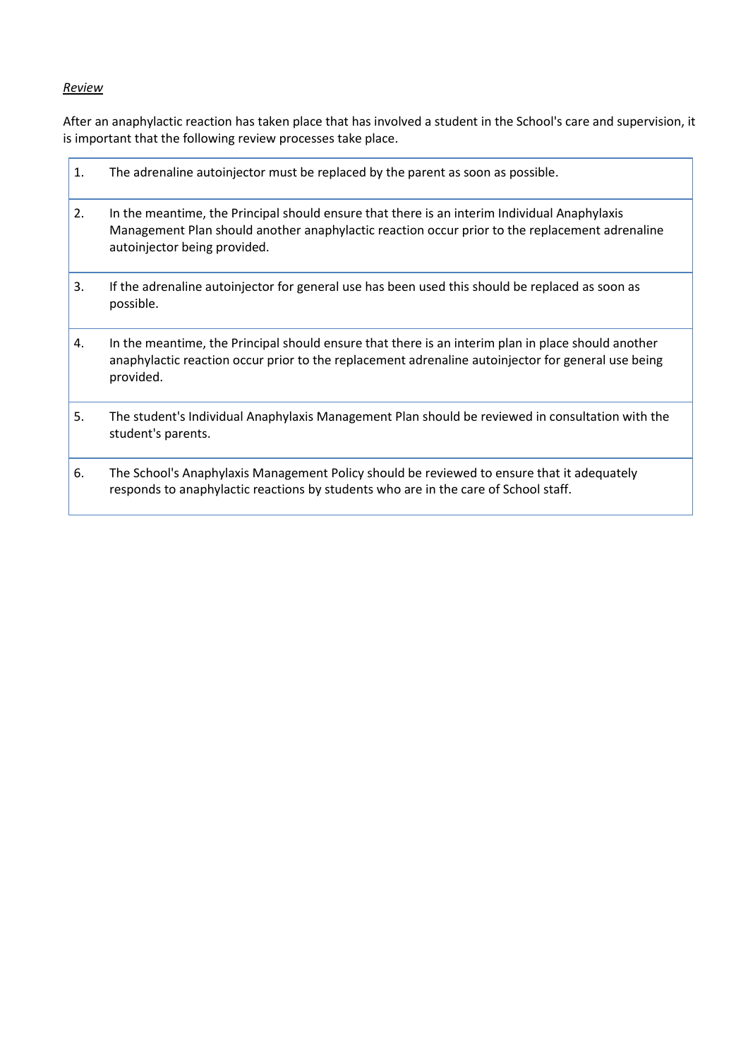*Review*

After an anaphylactic reaction has taken place that has involved a student in the School's care and supervision, it is important that the following review processes take place.

| | |
|---|---|
| 1. | The adrenaline autoinjector must be replaced by the parent as soon as possible. |
| 2. | In the meantime, the Principal should ensure that there is an interim Individual Anaphylaxis Management Plan should another anaphylactic reaction occur prior to the replacement adrenaline autoinjector being provided. |
| 3. | If the adrenaline autoinjector for general use has been used this should be replaced as soon as possible. |
| 4. | In the meantime, the Principal should ensure that there is an interim plan in place should another anaphylactic reaction occur prior to the replacement adrenaline autoinjector for general use being provided. |
| 5. | The student's Individual Anaphylaxis Management Plan should be reviewed in consultation with the student's parents. |
| 6. | The School's Anaphylaxis Management Policy should be reviewed to ensure that it adequately responds to anaphylactic reactions by students who are in the care of School staff. |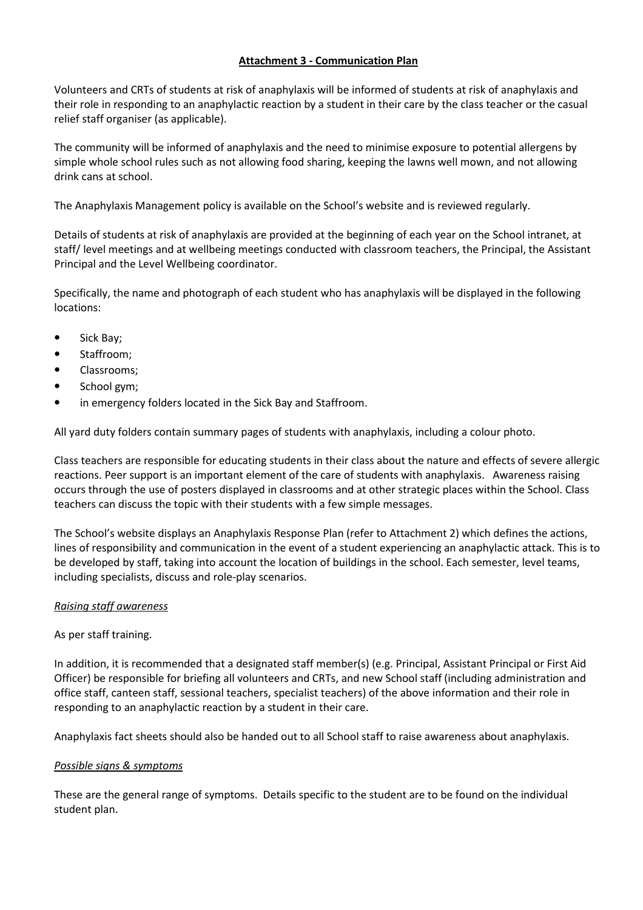## Attachment 3 - Communication Plan

Volunteers and CRTs of students at risk of anaphylaxis will be informed of students at risk of anaphylaxis and their role in responding to an anaphylactic reaction by a student in their care by the class teacher or the casual relief staff organiser (as applicable).

The community will be informed of anaphylaxis and the need to minimise exposure to potential allergens by simple whole school rules such as not allowing food sharing, keeping the lawns well mown, and not allowing drink cans at school.

The Anaphylaxis Management policy is available on the School's website and is reviewed regularly.

Details of students at risk of anaphylaxis are provided at the beginning of each year on the School intranet, at staff/ level meetings and at wellbeing meetings conducted with classroom teachers, the Principal, the Assistant Principal and the Level Wellbeing coordinator.

Specifically, the name and photograph of each student who has anaphylaxis will be displayed in the following locations:

- Sick Bay;
- Staffroom;
- Classrooms;
- School gym;
- in emergency folders located in the Sick Bay and Staffroom.

All yard duty folders contain summary pages of students with anaphylaxis, including a colour photo.

Class teachers are responsible for educating students in their class about the nature and effects of severe allergic reactions. Peer support is an important element of the care of students with anaphylaxis. Awareness raising occurs through the use of posters displayed in classrooms and at other strategic places within the School. Class teachers can discuss the topic with their students with a few simple messages.

The School's website displays an Anaphylaxis Response Plan (refer to Attachment 2) which defines the actions, lines of responsibility and communication in the event of a student experiencing an anaphylactic attack. This is to be developed by staff, taking into account the location of buildings in the school. Each semester, level teams, including specialists, discuss and role-play scenarios.

### *Raising staff awareness*

As per staff training.

In addition, it is recommended that a designated staff member(s) (e.g. Principal, Assistant Principal or First Aid Officer) be responsible for briefing all volunteers and CRTs, and new School staff (including administration and office staff, canteen staff, sessional teachers, specialist teachers) of the above information and their role in responding to an anaphylactic reaction by a student in their care.

Anaphylaxis fact sheets should also be handed out to all School staff to raise awareness about anaphylaxis.

### *Possible signs & symptoms*

These are the general range of symptoms. Details specific to the student are to be found on the individual student plan.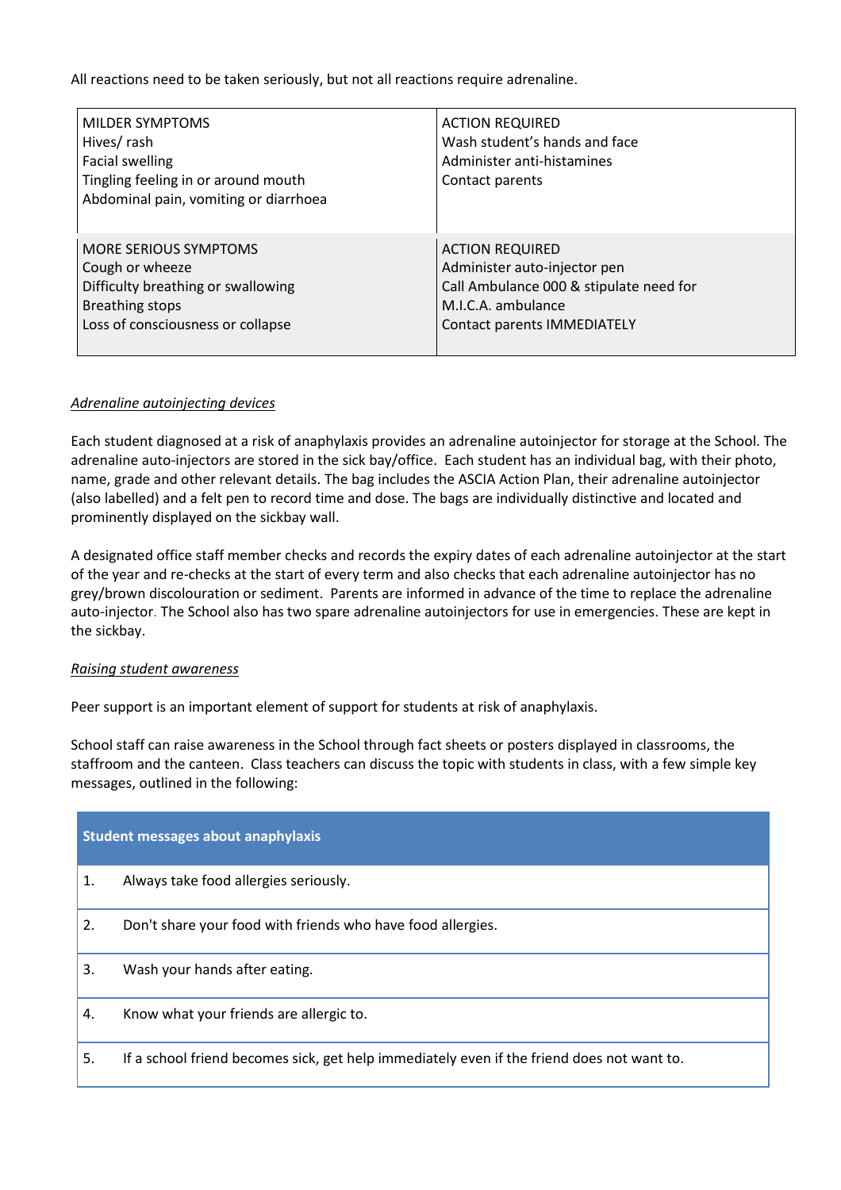All reactions need to be taken seriously, but not all reactions require adrenaline.

| MILDER SYMPTOMS<br>Hives/ rash<br>Facial swelling<br>Tingling feeling in or around mouth<br>Abdominal pain, vomiting or diarrhoea | ACTION REQUIRED<br>Wash student's hands and face<br>Administer anti-histamines<br>Contact parents |
|---|---|
| MORE SERIOUS SYMPTOMS<br>Cough or wheeze<br>Difficulty breathing or swallowing<br>Breathing stops<br>Loss of consciousness or collapse | ACTION REQUIRED<br>Administer auto-injector pen<br>Call Ambulance 000 & stipulate need for M.I.C.A. ambulance<br>Contact parents IMMEDIATELY |

*Adrenaline autoinjecting devices*

Each student diagnosed at a risk of anaphylaxis provides an adrenaline autoinjector for storage at the School. The adrenaline auto-injectors are stored in the sick bay/office. Each student has an individual bag, with their photo, name, grade and other relevant details. The bag includes the ASCIA Action Plan, their adrenaline autoinjector (also labelled) and a felt pen to record time and dose. The bags are individually distinctive and located and prominently displayed on the sickbay wall.

A designated office staff member checks and records the expiry dates of each adrenaline autoinjector at the start of the year and re-checks at the start of every term and also checks that each adrenaline autoinjector has no grey/brown discolouration or sediment. Parents are informed in advance of the time to replace the adrenaline auto-injector. The School also has two spare adrenaline autoinjectors for use in emergencies. These are kept in the sickbay.

*Raising student awareness*

Peer support is an important element of support for students at risk of anaphylaxis.

School staff can raise awareness in the School through fact sheets or posters displayed in classrooms, the staffroom and the canteen. Class teachers can discuss the topic with students in class, with a few simple key messages, outlined in the following:

| Student messages about anaphylaxis | |
|---|---|
| 1. | Always take food allergies seriously. |
| 2. | Don't share your food with friends who have food allergies. |
| 3. | Wash your hands after eating. |
| 4. | Know what your friends are allergic to. |
| 5. | If a school friend becomes sick, get help immediately even if the friend does not want to. |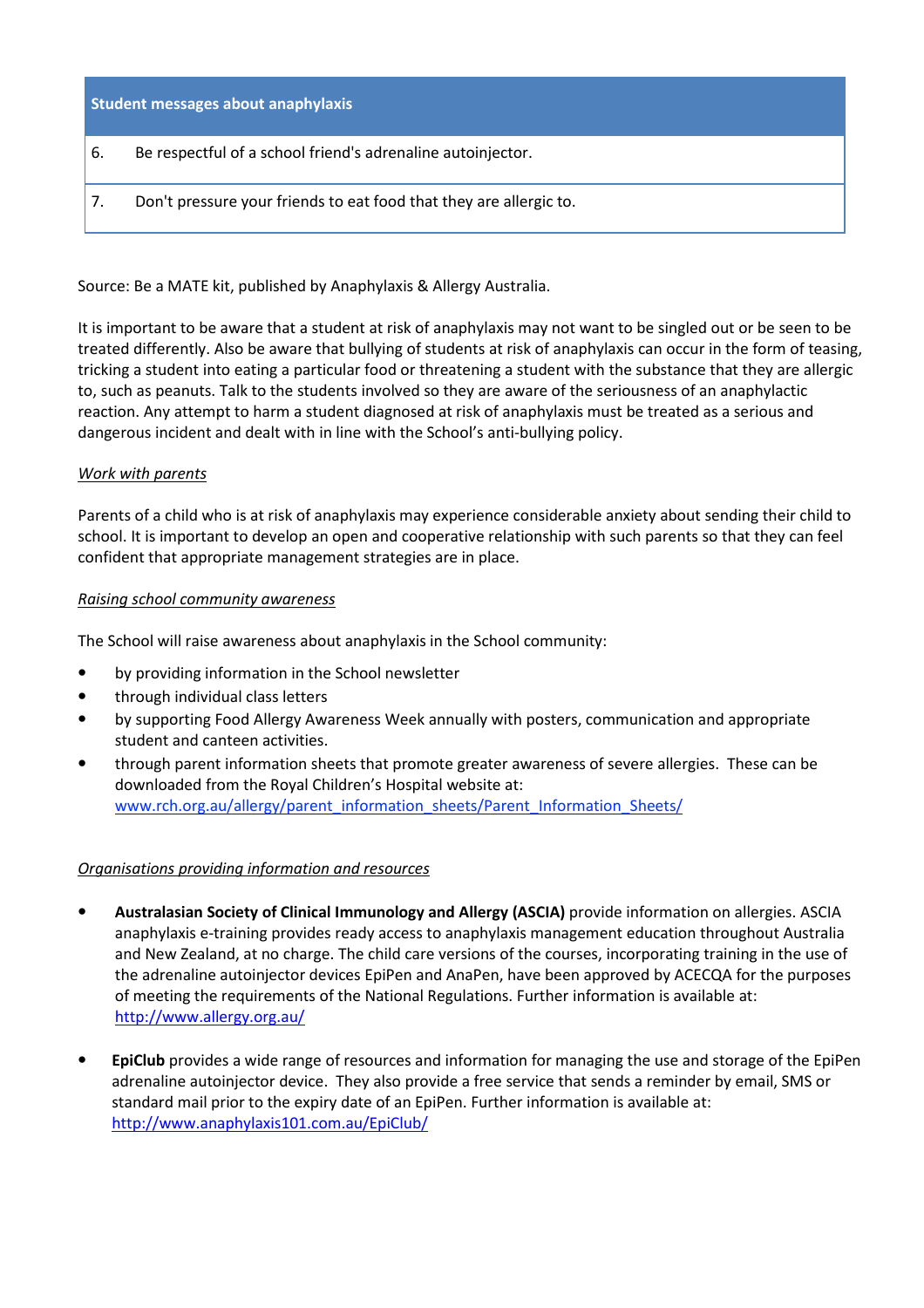| Student messages about anaphylaxis | |
|---|---|
| 6. | Be respectful of a school friend's adrenaline autoinjector. |
| 7. | Don't pressure your friends to eat food that they are allergic to. |

Source: Be a MATE kit, published by Anaphylaxis & Allergy Australia.

It is important to be aware that a student at risk of anaphylaxis may not want to be singled out or be seen to be treated differently. Also be aware that bullying of students at risk of anaphylaxis can occur in the form of teasing, tricking a student into eating a particular food or threatening a student with the substance that they are allergic to, such as peanuts. Talk to the students involved so they are aware of the seriousness of an anaphylactic reaction. Any attempt to harm a student diagnosed at risk of anaphylaxis must be treated as a serious and dangerous incident and dealt with in line with the School's anti-bullying policy.

*Work with parents*

Parents of a child who is at risk of anaphylaxis may experience considerable anxiety about sending their child to school. It is important to develop an open and cooperative relationship with such parents so that they can feel confident that appropriate management strategies are in place.

*Raising school community awareness*

The School will raise awareness about anaphylaxis in the School community:

- by providing information in the School newsletter
- through individual class letters
- by supporting Food Allergy Awareness Week annually with posters, communication and appropriate student and canteen activities.
- through parent information sheets that promote greater awareness of severe allergies. These can be downloaded from the Royal Children's Hospital website at: www.rch.org.au/allergy/parent_information_sheets/Parent_Information_Sheets/

*Organisations providing information and resources*

- **Australasian Society of Clinical Immunology and Allergy (ASCIA)** provide information on allergies. ASCIA anaphylaxis e-training provides ready access to anaphylaxis management education throughout Australia and New Zealand, at no charge. The child care versions of the courses, incorporating training in the use of the adrenaline autoinjector devices EpiPen and AnaPen, have been approved by ACECQA for the purposes of meeting the requirements of the National Regulations. Further information is available at: http://www.allergy.org.au/

- **EpiClub** provides a wide range of resources and information for managing the use and storage of the EpiPen adrenaline autoinjector device. They also provide a free service that sends a reminder by email, SMS or standard mail prior to the expiry date of an EpiPen. Further information is available at: http://www.anaphylaxis101.com.au/EpiClub/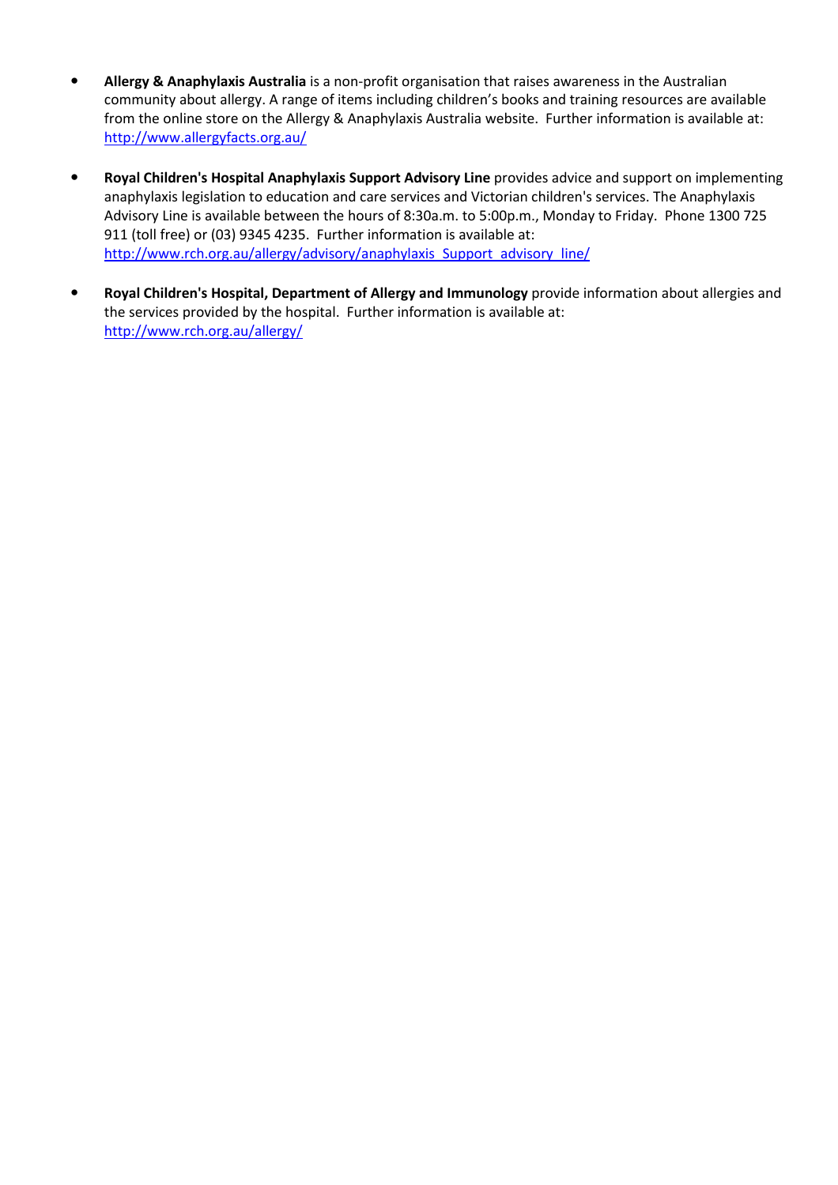- **Allergy & Anaphylaxis Australia** is a non-profit organisation that raises awareness in the Australian community about allergy. A range of items including children's books and training resources are available from the online store on the Allergy & Anaphylaxis Australia website. Further information is available at: [http://www.allergyfacts.org.au/](http://www.allergyfacts.org.au/)

- **Royal Children's Hospital Anaphylaxis Support Advisory Line** provides advice and support on implementing anaphylaxis legislation to education and care services and Victorian children's services. The Anaphylaxis Advisory Line is available between the hours of 8:30a.m. to 5:00p.m., Monday to Friday. Phone 1300 725 911 (toll free) or (03) 9345 4235. Further information is available at: [http://www.rch.org.au/allergy/advisory/anaphylaxis_Support_advisory_line/](http://www.rch.org.au/allergy/advisory/anaphylaxis_Support_advisory_line/)

- **Royal Children's Hospital, Department of Allergy and Immunology** provide information about allergies and the services provided by the hospital. Further information is available at: [http://www.rch.org.au/allergy/](http://www.rch.org.au/allergy/)